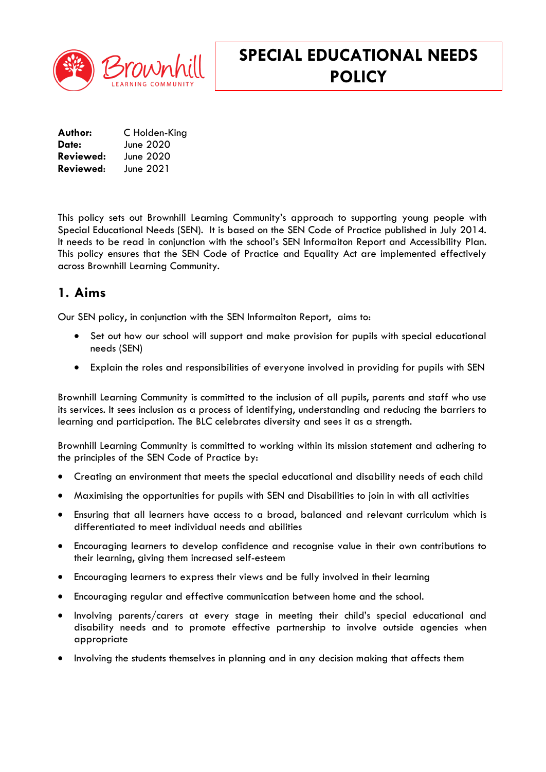# SPECIAL EDUCATIONAL NEEDS POLICY

**Author:** C Holden-King
**Date:** June 2020
**Reviewed:** June 2020
**Reviewed:** June 2021

This policy sets out Brownhill Learning Community's approach to supporting young people with Special Educational Needs (SEN). It is based on the SEN Code of Practice published in July 2014. It needs to be read in conjunction with the school's SEN Informaiton Report and Accessibility Plan. This policy ensures that the SEN Code of Practice and Equality Act are implemented effectively across Brownhill Learning Community.

## 1. Aims

Our SEN policy, in conjunction with the SEN Informaiton Report, aims to:

- Set out how our school will support and make provision for pupils with special educational needs (SEN)
- Explain the roles and responsibilities of everyone involved in providing for pupils with SEN

Brownhill Learning Community is committed to the inclusion of all pupils, parents and staff who use its services. It sees inclusion as a process of identifying, understanding and reducing the barriers to learning and participation. The BLC celebrates diversity and sees it as a strength.

Brownhill Learning Community is committed to working within its mission statement and adhering to the principles of the SEN Code of Practice by:

- Creating an environment that meets the special educational and disability needs of each child
- Maximising the opportunities for pupils with SEN and Disabilities to join in with all activities
- Ensuring that all learners have access to a broad, balanced and relevant curriculum which is differentiated to meet individual needs and abilities
- Encouraging learners to develop confidence and recognise value in their own contributions to their learning, giving them increased self-esteem
- Encouraging learners to express their views and be fully involved in their learning
- Encouraging regular and effective communication between home and the school.
- Involving parents/carers at every stage in meeting their child's special educational and disability needs and to promote effective partnership to involve outside agencies when appropriate
- Involving the students themselves in planning and in any decision making that affects them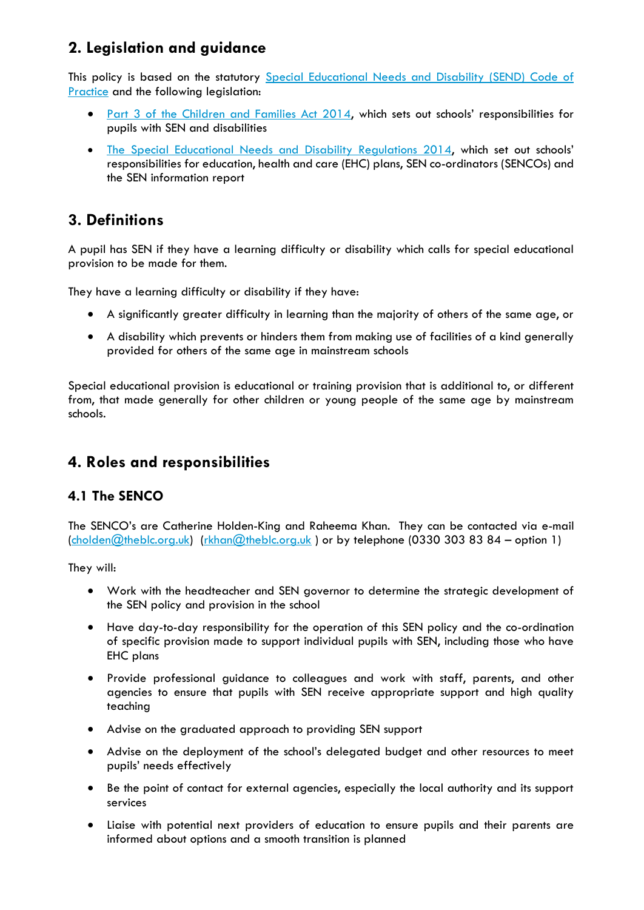## 2. Legislation and guidance

This policy is based on the statutory [Special Educational Needs and Disability (SEND) Code of Practice] and the following legislation:

- [Part 3 of the Children and Families Act 2014], which sets out schools' responsibilities for pupils with SEN and disabilities
- [The Special Educational Needs and Disability Regulations 2014], which set out schools' responsibilities for education, health and care (EHC) plans, SEN co-ordinators (SENCOs) and the SEN information report

## 3. Definitions

A pupil has SEN if they have a learning difficulty or disability which calls for special educational provision to be made for them.

They have a learning difficulty or disability if they have:

- A significantly greater difficulty in learning than the majority of others of the same age, or
- A disability which prevents or hinders them from making use of facilities of a kind generally provided for others of the same age in mainstream schools

Special educational provision is educational or training provision that is additional to, or different from, that made generally for other children or young people of the same age by mainstream schools.

## 4. Roles and responsibilities

### 4.1 The SENCO

The SENCO's are Catherine Holden-King and Raheema Khan. They can be contacted via e-mail (cholden@theblc.org.uk) (rkhan@theblc.org.uk ) or by telephone (0330 303 83 84 – option 1)

They will:

- Work with the headteacher and SEN governor to determine the strategic development of the SEN policy and provision in the school
- Have day-to-day responsibility for the operation of this SEN policy and the co-ordination of specific provision made to support individual pupils with SEN, including those who have EHC plans
- Provide professional guidance to colleagues and work with staff, parents, and other agencies to ensure that pupils with SEN receive appropriate support and high quality teaching
- Advise on the graduated approach to providing SEN support
- Advise on the deployment of the school's delegated budget and other resources to meet pupils' needs effectively
- Be the point of contact for external agencies, especially the local authority and its support services
- Liaise with potential next providers of education to ensure pupils and their parents are informed about options and a smooth transition is planned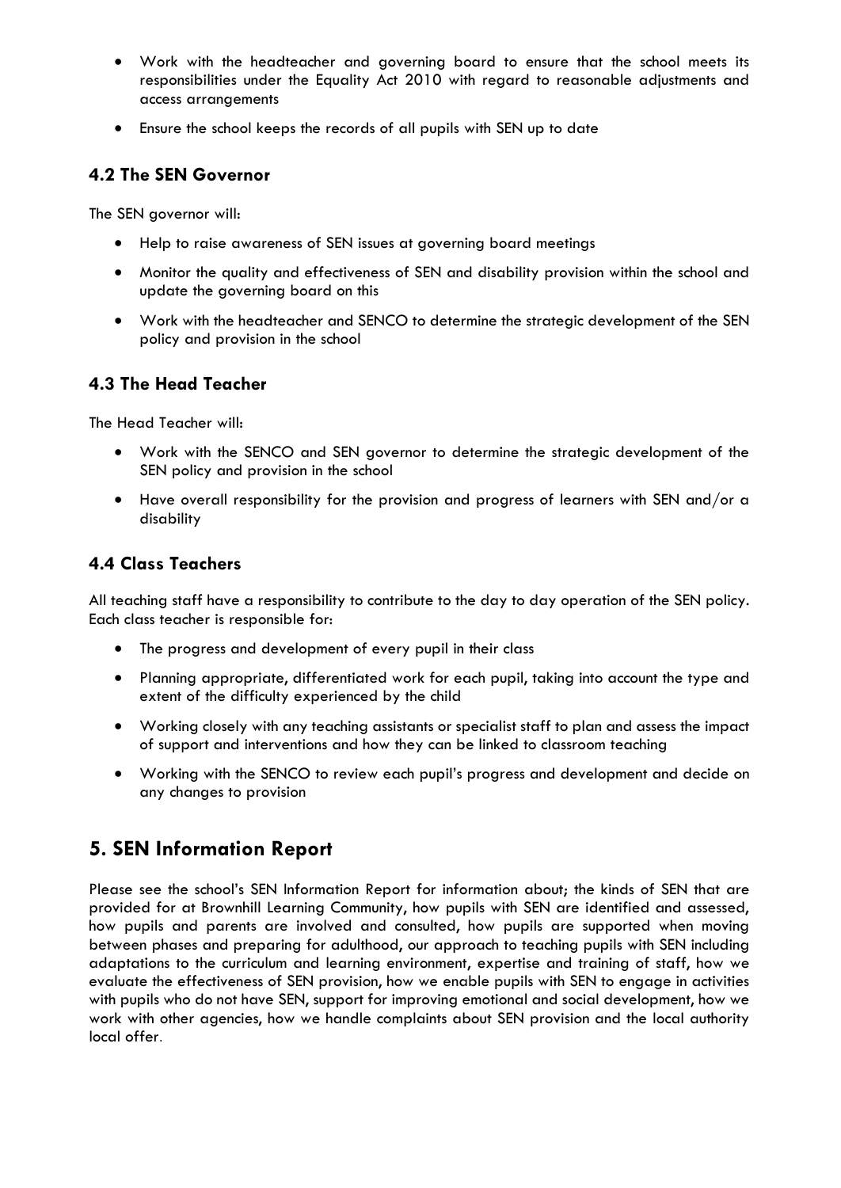- Work with the headteacher and governing board to ensure that the school meets its responsibilities under the Equality Act 2010 with regard to reasonable adjustments and access arrangements
- Ensure the school keeps the records of all pupils with SEN up to date

### 4.2 The SEN Governor

The SEN governor will:

- Help to raise awareness of SEN issues at governing board meetings
- Monitor the quality and effectiveness of SEN and disability provision within the school and update the governing board on this
- Work with the headteacher and SENCO to determine the strategic development of the SEN policy and provision in the school

### 4.3 The Head Teacher

The Head Teacher will:

- Work with the SENCO and SEN governor to determine the strategic development of the SEN policy and provision in the school
- Have overall responsibility for the provision and progress of learners with SEN and/or a disability

### 4.4 Class Teachers

All teaching staff have a responsibility to contribute to the day to day operation of the SEN policy. Each class teacher is responsible for:

- The progress and development of every pupil in their class
- Planning appropriate, differentiated work for each pupil, taking into account the type and extent of the difficulty experienced by the child
- Working closely with any teaching assistants or specialist staff to plan and assess the impact of support and interventions and how they can be linked to classroom teaching
- Working with the SENCO to review each pupil's progress and development and decide on any changes to provision

## 5. SEN Information Report

Please see the school's SEN Information Report for information about; the kinds of SEN that are provided for at Brownhill Learning Community, how pupils with SEN are identified and assessed, how pupils and parents are involved and consulted, how pupils are supported when moving between phases and preparing for adulthood, our approach to teaching pupils with SEN including adaptations to the curriculum and learning environment, expertise and training of staff, how we evaluate the effectiveness of SEN provision, how we enable pupils with SEN to engage in activities with pupils who do not have SEN, support for improving emotional and social development, how we work with other agencies, how we handle complaints about SEN provision and the local authority local offer.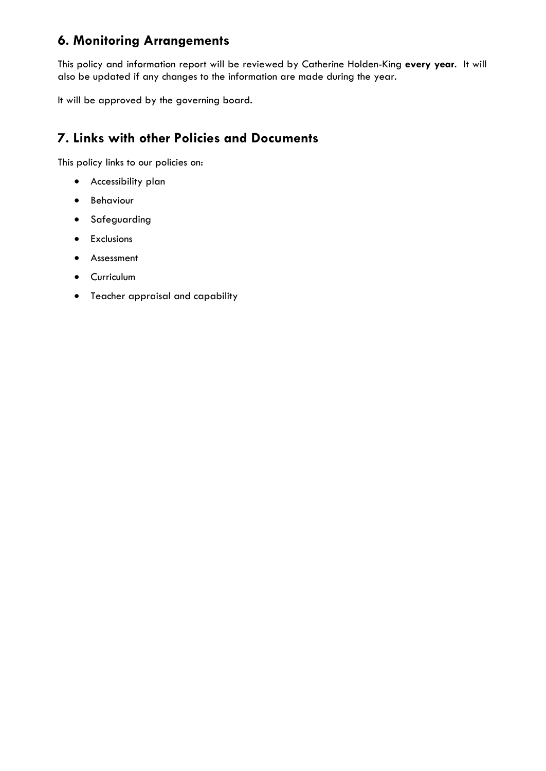## 6. Monitoring Arrangements

This policy and information report will be reviewed by Catherine Holden-King **every year.** It will also be updated if any changes to the information are made during the year.

It will be approved by the governing board.

## 7. Links with other Policies and Documents

This policy links to our policies on:

- Accessibility plan
- Behaviour
- Safeguarding
- Exclusions
- Assessment
- Curriculum
- Teacher appraisal and capability